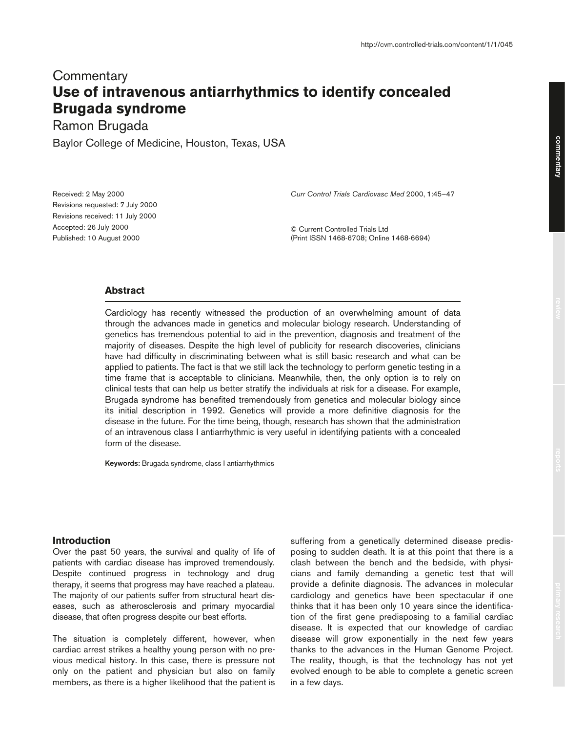Commentary

# Use of intravenous antiarrhythmics to identify concealed Brugada syndrome

Ramon Brugada

Baylor College of Medicine, Houston, Texas, USA

Received: 2 May 2000
Revisions requested: 7 July 2000
Revisions received: 11 July 2000
Accepted: 26 July 2000
Published: 10 August 2000

*Curr Control Trials Cardiovasc Med* 2000, **1**:45–47

© Current Controlled Trials Ltd
(Print ISSN 1468-6708; Online 1468-6694)

## Abstract

Cardiology has recently witnessed the production of an overwhelming amount of data through the advances made in genetics and molecular biology research. Understanding of genetics has tremendous potential to aid in the prevention, diagnosis and treatment of the majority of diseases. Despite the high level of publicity for research discoveries, clinicians have had difficulty in discriminating between what is still basic research and what can be applied to patients. The fact is that we still lack the technology to perform genetic testing in a time frame that is acceptable to clinicians. Meanwhile, then, the only option is to rely on clinical tests that can help us better stratify the individuals at risk for a disease. For example, Brugada syndrome has benefited tremendously from genetics and molecular biology since its initial description in 1992. Genetics will provide a more definitive diagnosis for the disease in the future. For the time being, though, research has shown that the administration of an intravenous class I antiarrhythmic is very useful in identifying patients with a concealed form of the disease.

**Keywords:** Brugada syndrome, class I antiarrhythmics

## Introduction

Over the past 50 years, the survival and quality of life of patients with cardiac disease has improved tremendously. Despite continued progress in technology and drug therapy, it seems that progress may have reached a plateau. The majority of our patients suffer from structural heart diseases, such as atherosclerosis and primary myocardial disease, that often progress despite our best efforts.

The situation is completely different, however, when cardiac arrest strikes a healthy young person with no previous medical history. In this case, there is pressure not only on the patient and physician but also on family members, as there is a higher likelihood that the patient is suffering from a genetically determined disease predisposing to sudden death. It is at this point that there is a clash between the bench and the bedside, with physicians and family demanding a genetic test that will provide a definite diagnosis. The advances in molecular cardiology and genetics have been spectacular if one thinks that it has been only 10 years since the identification of the first gene predisposing to a familial cardiac disease. It is expected that our knowledge of cardiac disease will grow exponentially in the next few years thanks to the advances in the Human Genome Project. The reality, though, is that the technology has not yet evolved enough to be able to complete a genetic screen in a few days.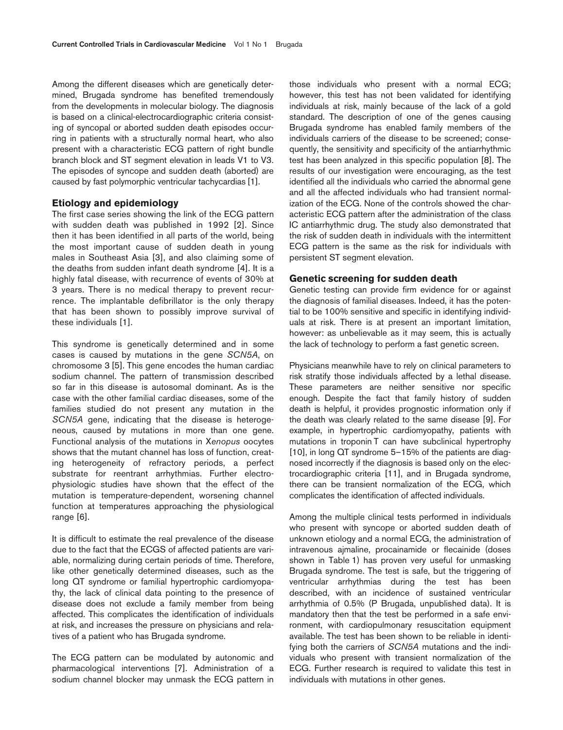Among the different diseases which are genetically determined, Brugada syndrome has benefited tremendously from the developments in molecular biology. The diagnosis is based on a clinical-electrocardiographic criteria consisting of syncopal or aborted sudden death episodes occurring in patients with a structurally normal heart, who also present with a characteristic ECG pattern of right bundle branch block and ST segment elevation in leads V1 to V3. The episodes of syncope and sudden death (aborted) are caused by fast polymorphic ventricular tachycardias [1].

## Etiology and epidemiology

The first case series showing the link of the ECG pattern with sudden death was published in 1992 [2]. Since then it has been identified in all parts of the world, being the most important cause of sudden death in young males in Southeast Asia [3], and also claiming some of the deaths from sudden infant death syndrome [4]. It is a highly fatal disease, with recurrence of events of 30% at 3 years. There is no medical therapy to prevent recurrence. The implantable defibrillator is the only therapy that has been shown to possibly improve survival of these individuals [1].

This syndrome is genetically determined and in some cases is caused by mutations in the gene *SCN5A*, on chromosome 3 [5]. This gene encodes the human cardiac sodium channel. The pattern of transmission described so far in this disease is autosomal dominant. As is the case with the other familial cardiac diseases, some of the families studied do not present any mutation in the *SCN5A* gene, indicating that the disease is heterogeneous, caused by mutations in more than one gene. Functional analysis of the mutations in *Xenopus* oocytes shows that the mutant channel has loss of function, creating heterogeneity of refractory periods, a perfect substrate for reentrant arrhythmias. Further electrophysiologic studies have shown that the effect of the mutation is temperature-dependent, worsening channel function at temperatures approaching the physiological range [6].

It is difficult to estimate the real prevalence of the disease due to the fact that the ECGS of affected patients are variable, normalizing during certain periods of time. Therefore, like other genetically determined diseases, such as the long QT syndrome or familial hypertrophic cardiomyopathy, the lack of clinical data pointing to the presence of disease does not exclude a family member from being affected. This complicates the identification of individuals at risk, and increases the pressure on physicians and relatives of a patient who has Brugada syndrome.

The ECG pattern can be modulated by autonomic and pharmacological interventions [7]. Administration of a sodium channel blocker may unmask the ECG pattern in those individuals who present with a normal ECG; however, this test has not been validated for identifying individuals at risk, mainly because of the lack of a gold standard. The description of one of the genes causing Brugada syndrome has enabled family members of the individuals carriers of the disease to be screened; consequently, the sensitivity and specificity of the antiarrhythmic test has been analyzed in this specific population [8]. The results of our investigation were encouraging, as the test identified all the individuals who carried the abnormal gene and all the affected individuals who had transient normalization of the ECG. None of the controls showed the characteristic ECG pattern after the administration of the class IC antiarrhythmic drug. The study also demonstrated that the risk of sudden death in individuals with the intermittent ECG pattern is the same as the risk for individuals with persistent ST segment elevation.

## Genetic screening for sudden death

Genetic testing can provide firm evidence for or against the diagnosis of familial diseases. Indeed, it has the potential to be 100% sensitive and specific in identifying individuals at risk. There is at present an important limitation, however: as unbelievable as it may seem, this is actually the lack of technology to perform a fast genetic screen.

Physicians meanwhile have to rely on clinical parameters to risk stratify those individuals affected by a lethal disease. These parameters are neither sensitive nor specific enough. Despite the fact that family history of sudden death is helpful, it provides prognostic information only if the death was clearly related to the same disease [9]. For example, in hypertrophic cardiomyopathy, patients with mutations in troponin T can have subclinical hypertrophy [10], in long QT syndrome 5–15% of the patients are diagnosed incorrectly if the diagnosis is based only on the electrocardiographic criteria [11], and in Brugada syndrome, there can be transient normalization of the ECG, which complicates the identification of affected individuals.

Among the multiple clinical tests performed in individuals who present with syncope or aborted sudden death of unknown etiology and a normal ECG, the administration of intravenous ajmaline, procainamide or flecainide (doses shown in Table 1) has proven very useful for unmasking Brugada syndrome. The test is safe, but the triggering of ventricular arrhythmias during the test has been described, with an incidence of sustained ventricular arrhythmia of 0.5% (P Brugada, unpublished data). It is mandatory then that the test be performed in a safe environment, with cardiopulmonary resuscitation equipment available. The test has been shown to be reliable in identifying both the carriers of *SCN5A* mutations and the individuals who present with transient normalization of the ECG. Further research is required to validate this test in individuals with mutations in other genes.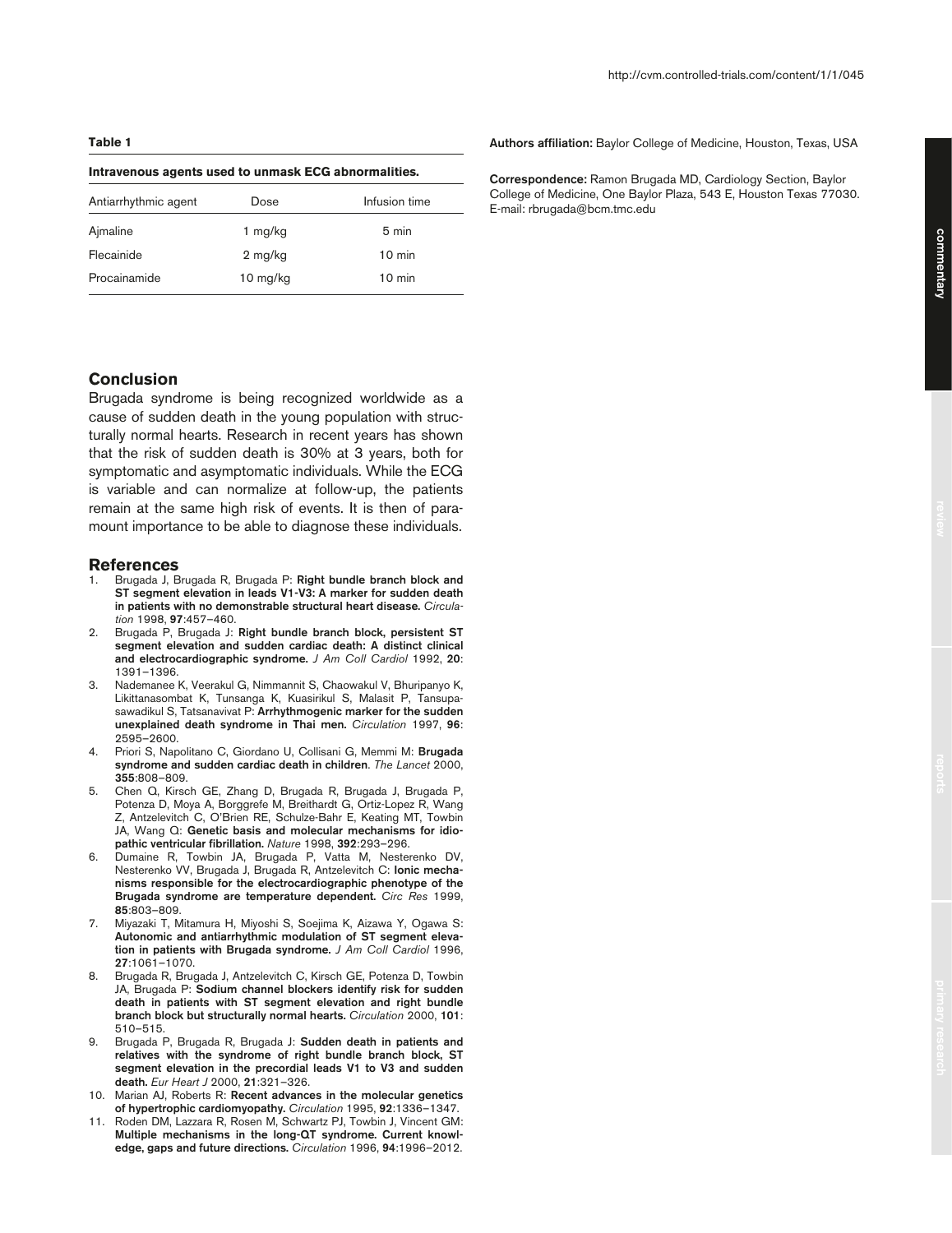**Table 1**

**Intravenous agents used to unmask ECG abnormalities.**

| Antiarrhythmic agent | Dose | Infusion time |
|---|---|---|
| Ajmaline | 1 mg/kg | 5 min |
| Flecainide | 2 mg/kg | 10 min |
| Procainamide | 10 mg/kg | 10 min |

## Conclusion

Brugada syndrome is being recognized worldwide as a cause of sudden death in the young population with structurally normal hearts. Research in recent years has shown that the risk of sudden death is 30% at 3 years, both for symptomatic and asymptomatic individuals. While the ECG is variable and can normalize at follow-up, the patients remain at the same high risk of events. It is then of paramount importance to be able to diagnose these individuals.

## References

1. Brugada J, Brugada R, Brugada P: **Right bundle branch block and ST segment elevation in leads V1-V3: A marker for sudden death in patients with no demonstrable structural heart disease.** *Circulation* 1998, **97**:457–460.
2. Brugada P, Brugada J: **Right bundle branch block, persistent ST segment elevation and sudden cardiac death: A distinct clinical and electrocardiographic syndrome.** *J Am Coll Cardiol* 1992, **20**: 1391–1396.
3. Nademanee K, Veerakul G, Nimmannit S, Chaowakul V, Bhuripanyo K, Likittanasombat K, Tunsanga K, Kuasirikul S, Malasit P, Tansupasawadikul S, Tatsanavivat P: **Arrhythmogenic marker for the sudden unexplained death syndrome in Thai men.** *Circulation* 1997, **96**: 2595–2600.
4. Priori S, Napolitano C, Giordano U, Collisani G, Memmi M: **Brugada syndrome and sudden cardiac death in children**. *The Lancet* 2000, **355**:808–809.
5. Chen Q, Kirsch GE, Zhang D, Brugada R, Brugada J, Brugada P, Potenza D, Moya A, Borggrefe M, Breithardt G, Ortiz-Lopez R, Wang Z, Antzelevitch C, O'Brien RE, Schulze-Bahr E, Keating MT, Towbin JA, Wang Q: **Genetic basis and molecular mechanisms for idiopathic ventricular fibrillation.** *Nature* 1998, **392**:293–296.
6. Dumaine R, Towbin JA, Brugada P, Vatta M, Nesterenko DV, Nesterenko VV, Brugada J, Brugada R, Antzelevitch C: **Ionic mechanisms responsible for the electrocardiographic phenotype of the Brugada syndrome are temperature dependent.** *Circ Res* 1999, **85**:803–809.
7. Miyazaki T, Mitamura H, Miyoshi S, Soejima K, Aizawa Y, Ogawa S: **Autonomic and antiarrhythmic modulation of ST segment elevation in patients with Brugada syndrome.** *J Am Coll Cardiol* 1996, **27**:1061–1070.
8. Brugada R, Brugada J, Antzelevitch C, Kirsch GE, Potenza D, Towbin JA, Brugada P: **Sodium channel blockers identify risk for sudden death in patients with ST segment elevation and right bundle branch block but structurally normal hearts.** *Circulation* 2000, **101**: 510–515.
9. Brugada P, Brugada R, Brugada J: **Sudden death in patients and relatives with the syndrome of right bundle branch block, ST segment elevation in the precordial leads V1 to V3 and sudden death.** *Eur Heart J* 2000, **21**:321–326.
10. Marian AJ, Roberts R: **Recent advances in the molecular genetics of hypertrophic cardiomyopathy.** *Circulation* 1995, **92**:1336–1347.
11. Roden DM, Lazzara R, Rosen M, Schwartz PJ, Towbin J, Vincent GM: **Multiple mechanisms in the long-QT syndrome. Current knowledge, gaps and future directions.** *Circulation* 1996, **94**:1996–2012.

**Authors affiliation:** Baylor College of Medicine, Houston, Texas, USA

**Correspondence:** Ramon Brugada MD, Cardiology Section, Baylor College of Medicine, One Baylor Plaza, 543 E, Houston Texas 77030. E-mail: rbrugada@bcm.tmc.edu